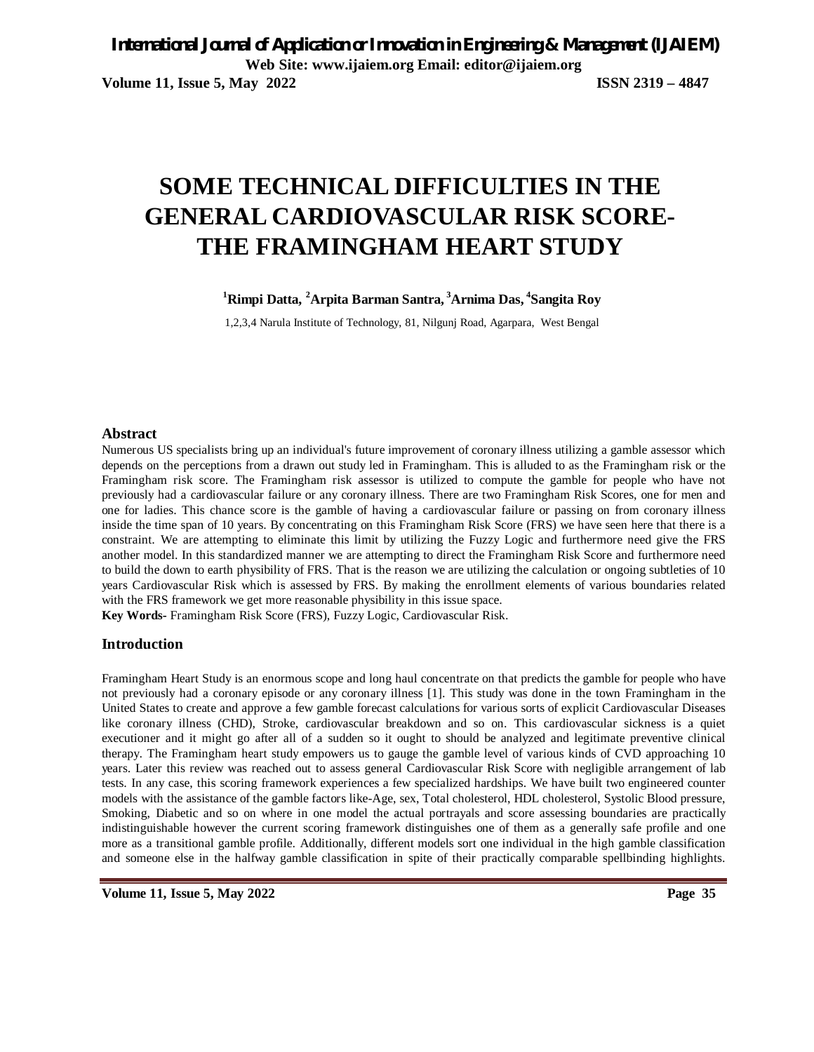# SOME TECHNICAL DIFFICULTIES IN THE GENERAL CARDIOVASCULAR RISK SCORE-THE FRAMINGHAM HEART STUDY

**[1]Rimpi Datta, [2]Arpita Barman Santra, [3]Arnima Das, [4]Sangita Roy**

1,2,3,4 Narula Institute of Technology, 81, Nilgunj Road, Agarpara, West Bengal

## Abstract

Numerous US specialists bring up an individual's future improvement of coronary illness utilizing a gamble assessor which depends on the perceptions from a drawn out study led in Framingham. This is alluded to as the Framingham risk or the Framingham risk score. The Framingham risk assessor is utilized to compute the gamble for people who have not previously had a cardiovascular failure or any coronary illness. There are two Framingham Risk Scores, one for men and one for ladies. This chance score is the gamble of having a cardiovascular failure or passing on from coronary illness inside the time span of 10 years. By concentrating on this Framingham Risk Score (FRS) we have seen here that there is a constraint. We are attempting to eliminate this limit by utilizing the Fuzzy Logic and furthermore need give the FRS another model. In this standardized manner we are attempting to direct the Framingham Risk Score and furthermore need to build the down to earth physibility of FRS. That is the reason we are utilizing the calculation or ongoing subtleties of 10 years Cardiovascular Risk which is assessed by FRS. By making the enrollment elements of various boundaries related with the FRS framework we get more reasonable physibility in this issue space.

**Key Words-** Framingham Risk Score (FRS), Fuzzy Logic, Cardiovascular Risk.

## Introduction

Framingham Heart Study is an enormous scope and long haul concentrate on that predicts the gamble for people who have not previously had a coronary episode or any coronary illness [1]. This study was done in the town Framingham in the United States to create and approve a few gamble forecast calculations for various sorts of explicit Cardiovascular Diseases like coronary illness (CHD), Stroke, cardiovascular breakdown and so on. This cardiovascular sickness is a quiet executioner and it might go after all of a sudden so it ought to should be analyzed and legitimate preventive clinical therapy. The Framingham heart study empowers us to gauge the gamble level of various kinds of CVD approaching 10 years. Later this review was reached out to assess general Cardiovascular Risk Score with negligible arrangement of lab tests. In any case, this scoring framework experiences a few specialized hardships. We have built two engineered counter models with the assistance of the gamble factors like-Age, sex, Total cholesterol, HDL cholesterol, Systolic Blood pressure, Smoking, Diabetic and so on where in one model the actual portrayals and score assessing boundaries are practically indistinguishable however the current scoring framework distinguishes one of them as a generally safe profile and one more as a transitional gamble profile. Additionally, different models sort one individual in the high gamble classification and someone else in the halfway gamble classification in spite of their practically comparable spellbinding highlights.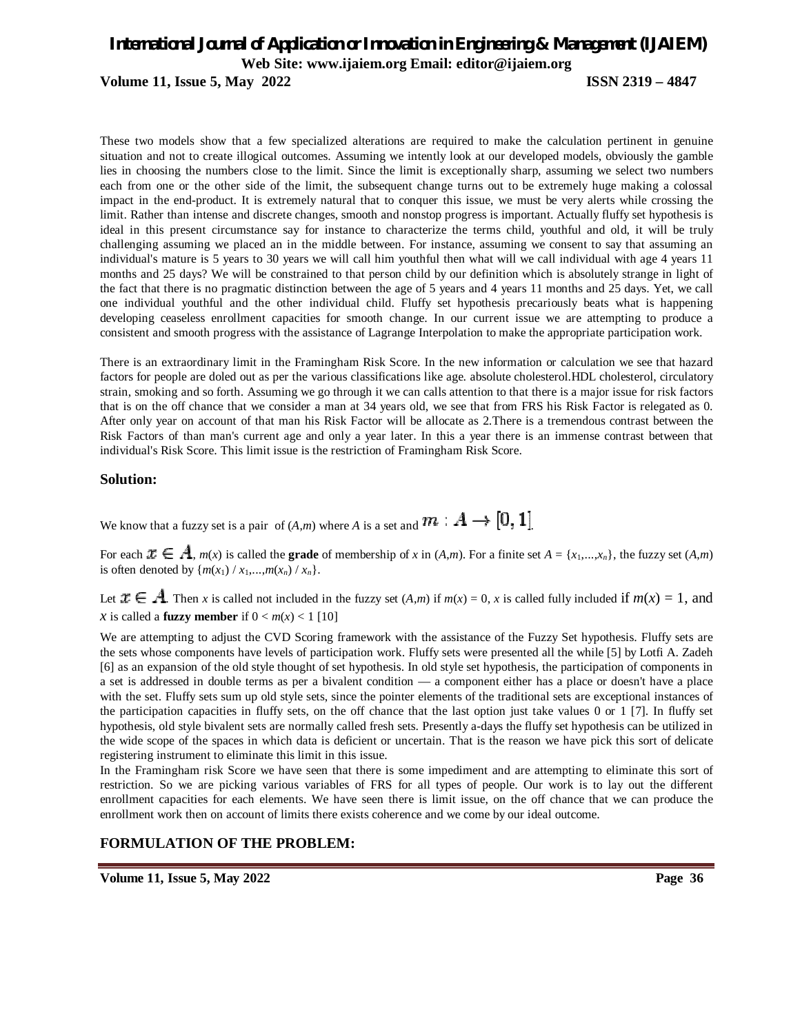These two models show that a few specialized alterations are required to make the calculation pertinent in genuine situation and not to create illogical outcomes. Assuming we intently look at our developed models, obviously the gamble lies in choosing the numbers close to the limit. Since the limit is exceptionally sharp, assuming we select two numbers each from one or the other side of the limit, the subsequent change turns out to be extremely huge making a colossal impact in the end-product. It is extremely natural that to conquer this issue, we must be very alerts while crossing the limit. Rather than intense and discrete changes, smooth and nonstop progress is important. Actually fluffy set hypothesis is ideal in this present circumstance say for instance to characterize the terms child, youthful and old, it will be truly challenging assuming we placed an in the middle between. For instance, assuming we consent to say that assuming an individual's mature is 5 years to 30 years we will call him youthful then what will we call individual with age 4 years 11 months and 25 days? We will be constrained to that person child by our definition which is absolutely strange in light of the fact that there is no pragmatic distinction between the age of 5 years and 4 years 11 months and 25 days. Yet, we call one individual youthful and the other individual child. Fluffy set hypothesis precariously beats what is happening developing ceaseless enrollment capacities for smooth change. In our current issue we are attempting to produce a consistent and smooth progress with the assistance of Lagrange Interpolation to make the appropriate participation work.

There is an extraordinary limit in the Framingham Risk Score. In the new information or calculation we see that hazard factors for people are doled out as per the various classifications like age. absolute cholesterol.HDL cholesterol, circulatory strain, smoking and so forth. Assuming we go through it we can calls attention to that there is a major issue for risk factors that is on the off chance that we consider a man at 34 years old, we see that from FRS his Risk Factor is relegated as 0. After only year on account of that man his Risk Factor will be allocate as 2.There is a tremendous contrast between the Risk Factors of than man's current age and only a year later. In this a year there is an immense contrast between that individual's Risk Score. This limit issue is the restriction of Framingham Risk Score.

## Solution:

We know that a fuzzy set is a pair of $(A,m)$ where $A$ is a set and $m : A \rightarrow [0, 1]$.

For each $x \in A$, $m(x)$ is called the **grade** of membership of $x$ in $(A,m)$. For a finite set $A = \{x_1,...,x_n\}$, the fuzzy set $(A,m)$ is often denoted by $\{m(x_1) / x_1,...,m(x_n) / x_n\}$.

Let $x \in A$. Then $x$ is called not included in the fuzzy set $(A,m)$ if $m(x) = 0$, $x$ is called fully included if $m(x) = 1$, and $x$ is called a **fuzzy member** if $0 < m(x) < 1$ [10]

We are attempting to adjust the CVD Scoring framework with the assistance of the Fuzzy Set hypothesis. Fluffy sets are the sets whose components have levels of participation work. Fluffy sets were presented all the while [5] by Lotfi A. Zadeh [6] as an expansion of the old style thought of set hypothesis. In old style set hypothesis, the participation of components in a set is addressed in double terms as per a bivalent condition — a component either has a place or doesn't have a place with the set. Fluffy sets sum up old style sets, since the pointer elements of the traditional sets are exceptional instances of the participation capacities in fluffy sets, on the off chance that the last option just take values 0 or 1 [7]. In fluffy set hypothesis, old style bivalent sets are normally called fresh sets. Presently a-days the fluffy set hypothesis can be utilized in the wide scope of the spaces in which data is deficient or uncertain. That is the reason we have pick this sort of delicate registering instrument to eliminate this limit in this issue.

In the Framingham risk Score we have seen that there is some impediment and are attempting to eliminate this sort of restriction. So we are picking various variables of FRS for all types of people. Our work is to lay out the different enrollment capacities for each elements. We have seen there is limit issue, on the off chance that we can produce the enrollment work then on account of limits there exists coherence and we come by our ideal outcome.

## FORMULATION OF THE PROBLEM: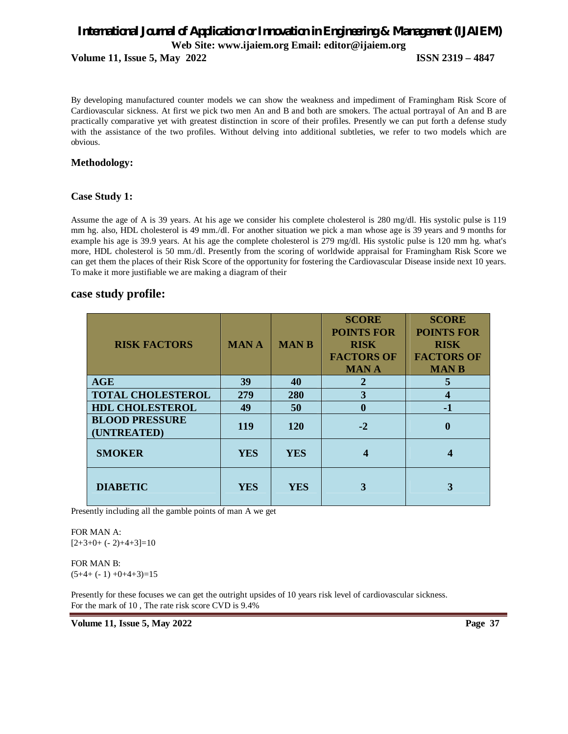By developing manufactured counter models we can show the weakness and impediment of Framingham Risk Score of Cardiovascular sickness. At first we pick two men An and B and both are smokers. The actual portrayal of An and B are practically comparative yet with greatest distinction in score of their profiles. Presently we can put forth a defense study with the assistance of the two profiles. Without delving into additional subtleties, we refer to two models which are obvious.

## Methodology:

### Case Study 1:

Assume the age of A is 39 years. At his age we consider his complete cholesterol is 280 mg/dl. His systolic pulse is 119 mm hg. also, HDL cholesterol is 49 mm./dl. For another situation we pick a man whose age is 39 years and 9 months for example his age is 39.9 years. At his age the complete cholesterol is 279 mg/dl. His systolic pulse is 120 mm hg. what's more, HDL cholesterol is 50 mm./dl. Presently from the scoring of worldwide appraisal for Framingham Risk Score we can get them the places of their Risk Score of the opportunity for fostering the Cardiovascular Disease inside next 10 years. To make it more justifiable we are making a diagram of their

## case study profile:

| RISK FACTORS | MAN A | MAN B | SCORE POINTS FOR RISK FACTORS OF MAN A | SCORE POINTS FOR RISK FACTORS OF MAN B |
|---|---|---|---|---|
| AGE | 39 | 40 | 2 | 5 |
| TOTAL CHOLESTEROL | 279 | 280 | 3 | 4 |
| HDL CHOLESTEROL | 49 | 50 | 0 | -1 |
| BLOOD PRESSURE (UNTREATED) | 119 | 120 | -2 | 0 |
| SMOKER | YES | YES | 4 | 4 |
| DIABETIC | YES | YES | 3 | 3 |

Presently including all the gamble points of man A we get

FOR MAN A:
$[2+3+0+(-2)+4+3]=10$

FOR MAN B:
$(5+4+(-1)+0+4+3)=15$

Presently for these focuses we can get the outright upsides of 10 years risk level of cardiovascular sickness.
For the mark of 10 , The rate risk score CVD is 9.4%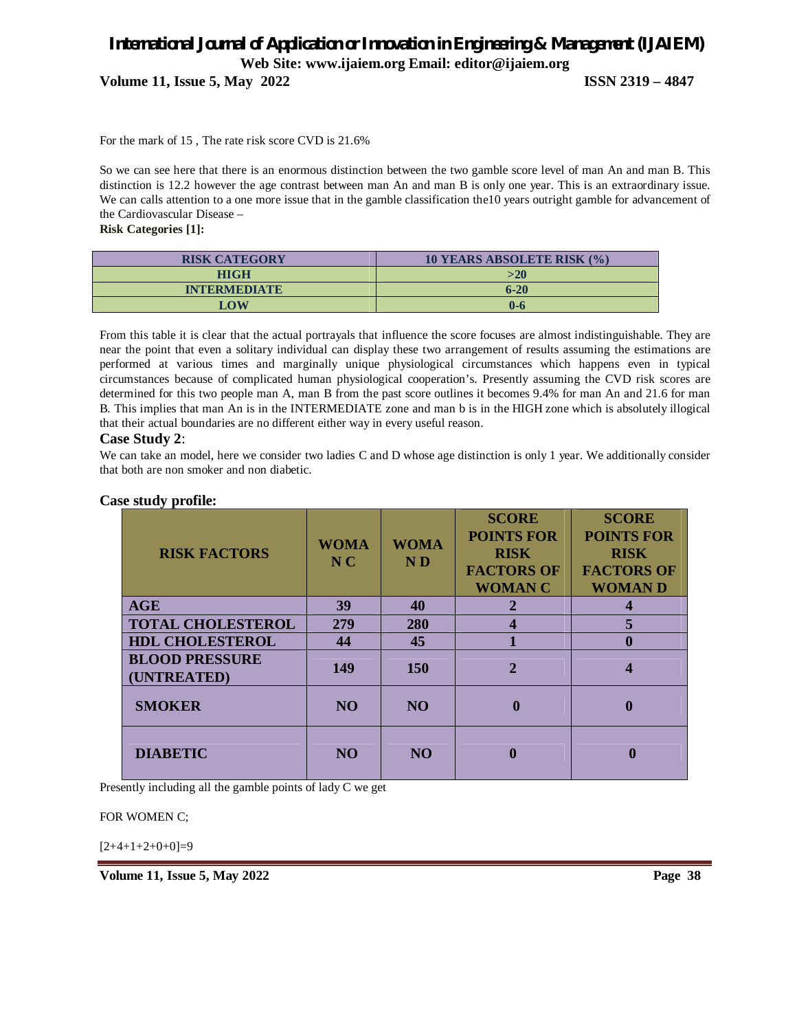For the mark of 15 , The rate risk score CVD is 21.6%

So we can see here that there is an enormous distinction between the two gamble score level of man An and man B. This distinction is 12.2 however the age contrast between man An and man B is only one year. This is an extraordinary issue. We can calls attention to a one more issue that in the gamble classification the10 years outright gamble for advancement of the Cardiovascular Disease –

**Risk Categories [1]:**

| RISK CATEGORY | 10 YEARS ABSOLETE RISK (%) |
|---|---|
| HIGH | >20 |
| INTERMEDIATE | 6-20 |
| LOW | 0-6 |

From this table it is clear that the actual portrayals that influence the score focuses are almost indistinguishable. They are near the point that even a solitary individual can display these two arrangement of results assuming the estimations are performed at various times and marginally unique physiological circumstances which happens even in typical circumstances because of complicated human physiological cooperation's. Presently assuming the CVD risk scores are determined for this two people man A, man B from the past score outlines it becomes 9.4% for man An and 21.6 for man B. This implies that man An is in the INTERMEDIATE zone and man b is in the HIGH zone which is absolutely illogical that their actual boundaries are no different either way in every useful reason.

### Case Study 2:

We can take an model, here we consider two ladies C and D whose age distinction is only 1 year. We additionally consider that both are non smoker and non diabetic.

### Case study profile:

| RISK FACTORS | WOMAN C | WOMAN D | SCORE POINTS FOR RISK FACTORS OF WOMAN C | SCORE POINTS FOR RISK FACTORS OF WOMAN D |
|---|---|---|---|---|
| AGE | 39 | 40 | 2 | 4 |
| TOTAL CHOLESTEROL | 279 | 280 | 4 | 5 |
| HDL CHOLESTEROL | 44 | 45 | 1 | 0 |
| BLOOD PRESSURE (UNTREATED) | 149 | 150 | 2 | 4 |
| SMOKER | NO | NO | 0 | 0 |
| DIABETIC | NO | NO | 0 | 0 |

Presently including all the gamble points of lady C we get

FOR WOMEN C;

[2+4+1+2+0+0]=9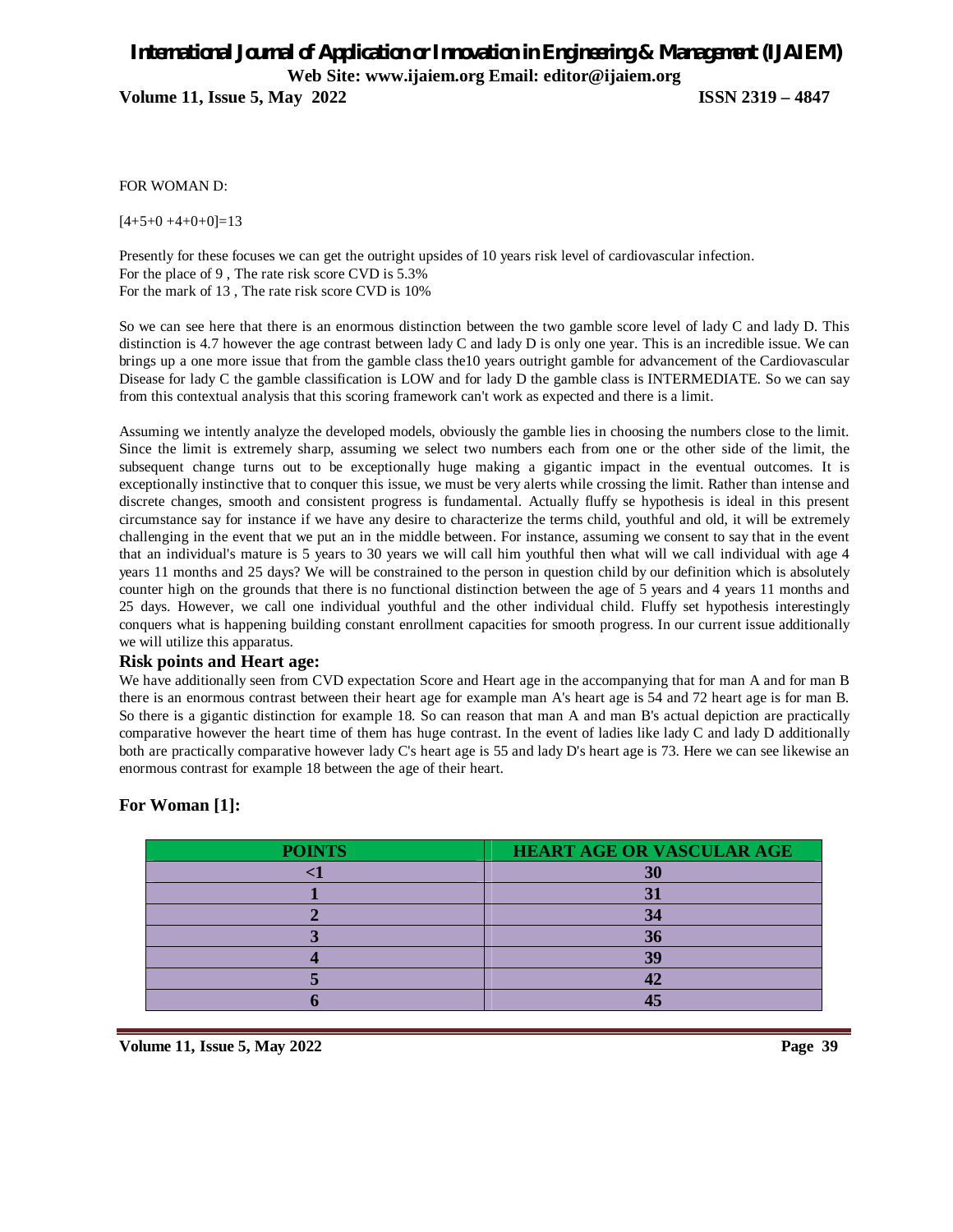FOR WOMAN D:

[4+5+0 +4+0+0]=13

Presently for these focuses we can get the outright upsides of 10 years risk level of cardiovascular infection.
For the place of 9 , The rate risk score CVD is 5.3%
For the mark of 13 , The rate risk score CVD is 10%

So we can see here that there is an enormous distinction between the two gamble score level of lady C and lady D. This distinction is 4.7 however the age contrast between lady C and lady D is only one year. This is an incredible issue. We can brings up a one more issue that from the gamble class the10 years outright gamble for advancement of the Cardiovascular Disease for lady C the gamble classification is LOW and for lady D the gamble class is INTERMEDIATE. So we can say from this contextual analysis that this scoring framework can't work as expected and there is a limit.

Assuming we intently analyze the developed models, obviously the gamble lies in choosing the numbers close to the limit. Since the limit is extremely sharp, assuming we select two numbers each from one or the other side of the limit, the subsequent change turns out to be exceptionally huge making a gigantic impact in the eventual outcomes. It is exceptionally instinctive that to conquer this issue, we must be very alerts while crossing the limit. Rather than intense and discrete changes, smooth and consistent progress is fundamental. Actually fluffy se hypothesis is ideal in this present circumstance say for instance if we have any desire to characterize the terms child, youthful and old, it will be extremely challenging in the event that we put an in the middle between. For instance, assuming we consent to say that in the event that an individual's mature is 5 years to 30 years we will call him youthful then what will we call individual with age 4 years 11 months and 25 days? We will be constrained to the person in question child by our definition which is absolutely counter high on the grounds that there is no functional distinction between the age of 5 years and 4 years 11 months and 25 days. However, we call one individual youthful and the other individual child. Fluffy set hypothesis interestingly conquers what is happening building constant enrollment capacities for smooth progress. In our current issue additionally we will utilize this apparatus.

### Risk points and Heart age:

We have additionally seen from CVD expectation Score and Heart age in the accompanying that for man A and for man B there is an enormous contrast between their heart age for example man A's heart age is 54 and 72 heart age is for man B. So there is a gigantic distinction for example 18. So can reason that man A and man B's actual depiction are practically comparative however the heart time of them has huge contrast. In the event of ladies like lady C and lady D additionally both are practically comparative however lady C's heart age is 55 and lady D's heart age is 73. Here we can see likewise an enormous contrast for example 18 between the age of their heart.

### For Woman [1]:

| POINTS | HEART AGE OR VASCULAR AGE |
|---|---|
| <1 | 30 |
| 1 | 31 |
| 2 | 34 |
| 3 | 36 |
| 4 | 39 |
| 5 | 42 |
| 6 | 45 |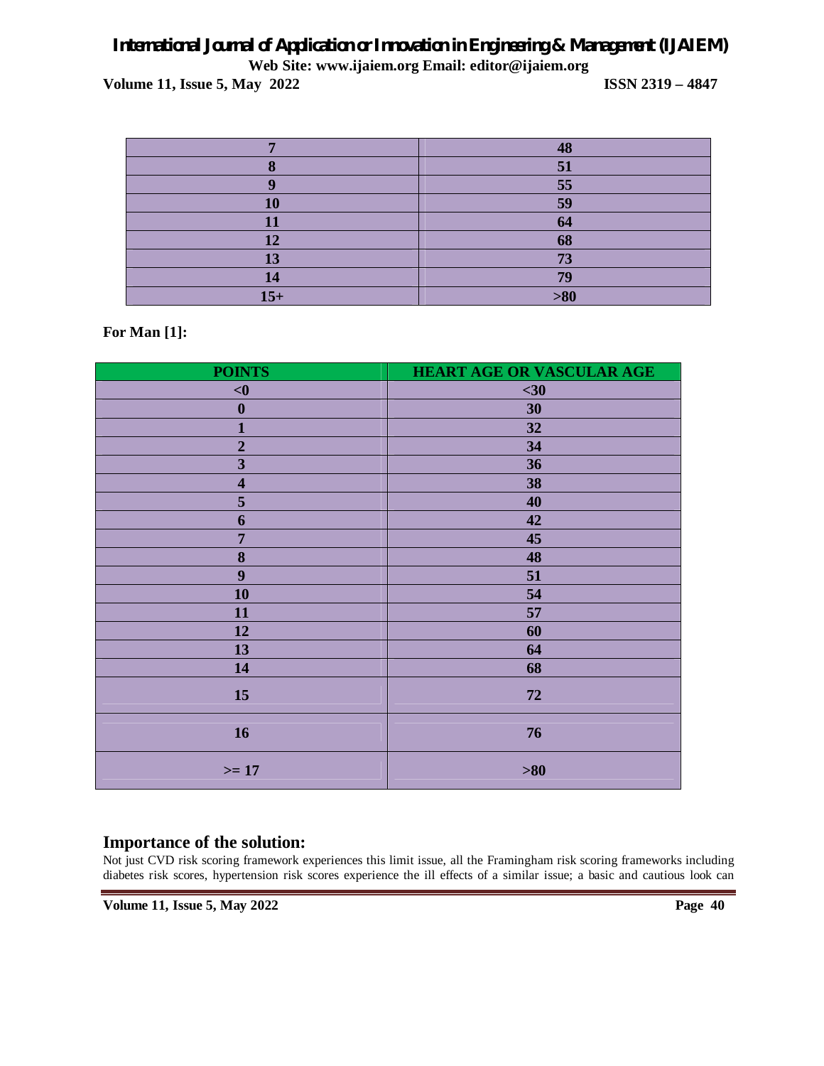| | |
|---|---|
| 7 | 48 |
| 8 | 51 |
| 9 | 55 |
| 10 | 59 |
| 11 | 64 |
| 12 | 68 |
| 13 | 73 |
| 14 | 79 |
| 15+ | >80 |

**For Man [1]:**

| POINTS | HEART AGE OR VASCULAR AGE |
|---|---|
| <0 | <30 |
| 0 | 30 |
| 1 | 32 |
| 2 | 34 |
| 3 | 36 |
| 4 | 38 |
| 5 | 40 |
| 6 | 42 |
| 7 | 45 |
| 8 | 48 |
| 9 | 51 |
| 10 | 54 |
| 11 | 57 |
| 12 | 60 |
| 13 | 64 |
| 14 | 68 |
| 15 | 72 |
| 16 | 76 |
| >= 17 | >80 |

## Importance of the solution:

Not just CVD risk scoring framework experiences this limit issue, all the Framingham risk scoring frameworks including diabetes risk scores, hypertension risk scores experience the ill effects of a similar issue; a basic and cautious look can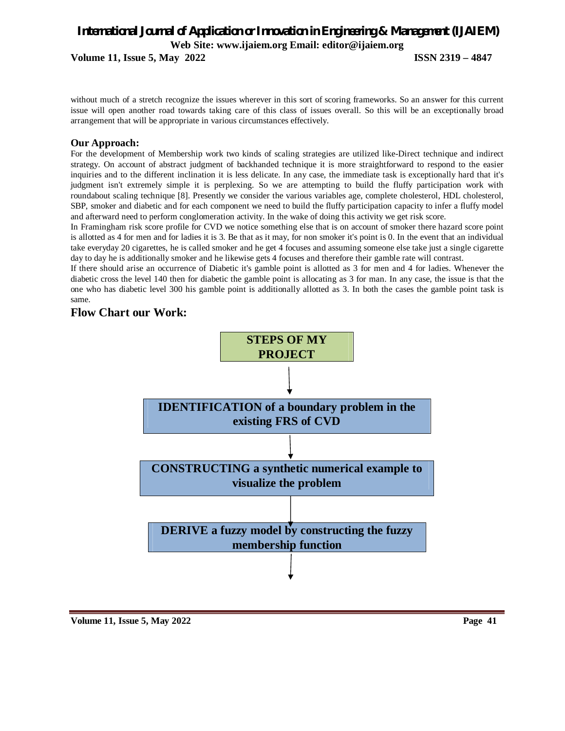without much of a stretch recognize the issues wherever in this sort of scoring frameworks. So an answer for this current issue will open another road towards taking care of this class of issues overall. So this will be an exceptionally broad arrangement that will be appropriate in various circumstances effectively.

### Our Approach:

For the development of Membership work two kinds of scaling strategies are utilized like-Direct technique and indirect strategy. On account of abstract judgment of backhanded technique it is more straightforward to respond to the easier inquiries and to the different inclination it is less delicate. In any case, the immediate task is exceptionally hard that it's judgment isn't extremely simple it is perplexing. So we are attempting to build the fluffy participation work with roundabout scaling technique [8]. Presently we consider the various variables age, complete cholesterol, HDL cholesterol, SBP, smoker and diabetic and for each component we need to build the fluffy participation capacity to infer a fluffy model and afterward need to perform conglomeration activity. In the wake of doing this activity we get risk score.

In Framingham risk score profile for CVD we notice something else that is on account of smoker there hazard score point is allotted as 4 for men and for ladies it is 3. Be that as it may, for non smoker it's point is 0. In the event that an individual take everyday 20 cigarettes, he is called smoker and he get 4 focuses and assuming someone else take just a single cigarette day to day he is additionally smoker and he likewise gets 4 focuses and therefore their gamble rate will contrast.

If there should arise an occurrence of Diabetic it's gamble point is allotted as 3 for men and 4 for ladies. Whenever the diabetic cross the level 140 then for diabetic the gamble point is allocating as 3 for man. In any case, the issue is that the one who has diabetic level 300 his gamble point is additionally allotted as 3. In both the cases the gamble point task is same.

## Flow Chart our Work:

**STEPS OF MY PROJECT**

↓

**IDENTIFICATION of a boundary problem in the existing FRS of CVD**

↓

**CONSTRUCTING a synthetic numerical example to visualize the problem**

↓

**DERIVE a fuzzy model by constructing the fuzzy membership function**

↓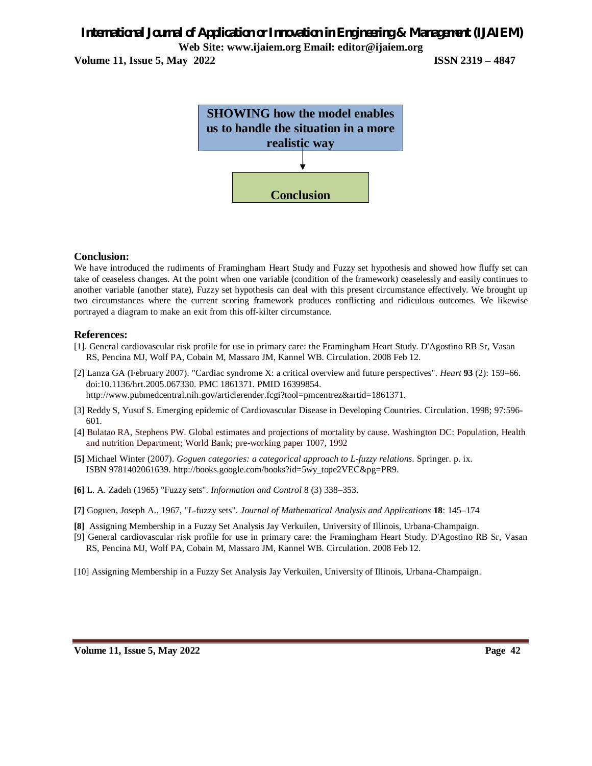SHOWING how the model enables us to handle the situation in a more realistic way

Conclusion

## Conclusion:

We have introduced the rudiments of Framingham Heart Study and Fuzzy set hypothesis and showed how fluffy set can take of ceaseless changes. At the point when one variable (condition of the framework) ceaselessly and easily continues to another variable (another state), Fuzzy set hypothesis can deal with this present circumstance effectively. We brought up two circumstances where the current scoring framework produces conflicting and ridiculous outcomes. We likewise portrayed a diagram to make an exit from this off-kilter circumstance.

## References:

[1]. General cardiovascular risk profile for use in primary care: the Framingham Heart Study. D'Agostino RB Sr, Vasan RS, Pencina MJ, Wolf PA, Cobain M, Massaro JM, Kannel WB. Circulation. 2008 Feb 12.

[2] Lanza GA (February 2007). "Cardiac syndrome X: a critical overview and future perspectives". *Heart* **93** (2): 159–66. doi:10.1136/hrt.2005.067330. PMC 1861371. PMID 16399854. http://www.pubmedcentral.nih.gov/articlerender.fcgi?tool=pmcentrez&artid=1861371.

[3] Reddy S, Yusuf S. Emerging epidemic of Cardiovascular Disease in Developing Countries. Circulation. 1998; 97:596-601.

[4] Bulatao RA, Stephens PW. Global estimates and projections of mortality by cause. Washington DC: Population, Health and nutrition Department; World Bank; pre-working paper 1007, 1992

**[5]** Michael Winter (2007). *Goguen categories: a categorical approach to L-fuzzy relations*. Springer. p. ix. ISBN 9781402061639. http://books.google.com/books?id=5wy_tope2VEC&pg=PR9.

**[6]** L. A. Zadeh (1965) "Fuzzy sets". *Information and Control* 8 (3) 338–353.

**[7]** Goguen, Joseph A., 1967, "*L*-fuzzy sets". *Journal of Mathematical Analysis and Applications* **18**: 145–174

**[8]** Assigning Membership in a Fuzzy Set Analysis Jay Verkuilen, University of Illinois, Urbana-Champaign.

[9] General cardiovascular risk profile for use in primary care: the Framingham Heart Study. D'Agostino RB Sr, Vasan RS, Pencina MJ, Wolf PA, Cobain M, Massaro JM, Kannel WB. Circulation. 2008 Feb 12.

[10] Assigning Membership in a Fuzzy Set Analysis Jay Verkuilen, University of Illinois, Urbana-Champaign.